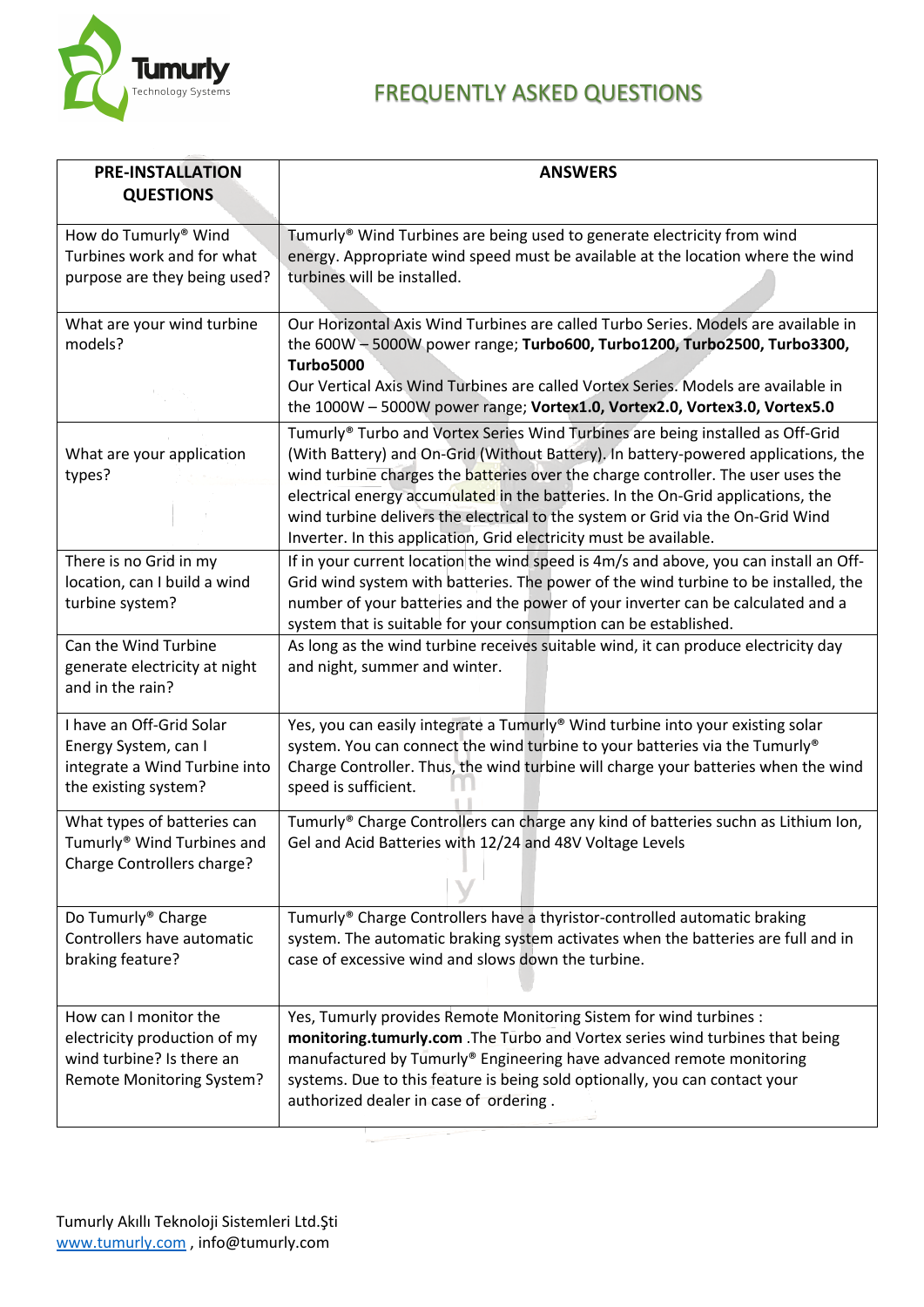Tumurly
Technology Systems

# FREQUENTLY ASKED QUESTIONS

| PRE-INSTALLATION QUESTIONS | ANSWERS |
|---|---|
| How do Tumurly® Wind Turbines work and for what purpose are they being used? | Tumurly® Wind Turbines are being used to generate electricity from wind energy. Appropriate wind speed must be available at the location where the wind turbines will be installed. |
| What are your wind turbine models? | Our Horizontal Axis Wind Turbines are called Turbo Series. Models are available in the 600W – 5000W power range; **Turbo600, Turbo1200, Turbo2500, Turbo3300, Turbo5000**<br>Our Vertical Axis Wind Turbines are called Vortex Series. Models are available in the 1000W – 5000W power range; **Vortex1.0, Vortex2.0, Vortex3.0, Vortex5.0** |
| What are your application types? | Tumurly® Turbo and Vortex Series Wind Turbines are being installed as Off-Grid (With Battery) and On-Grid (Without Battery). In battery-powered applications, the wind turbine charges the batteries over the charge controller. The user uses the electrical energy accumulated in the batteries. In the On-Grid applications, the wind turbine delivers the electrical to the system or Grid via the On-Grid Wind Inverter. In this application, Grid electricity must be available. |
| There is no Grid in my location, can I build a wind turbine system? | If in your current location the wind speed is 4m/s and above, you can install an Off-Grid wind system with batteries. The power of the wind turbine to be installed, the number of your batteries and the power of your inverter can be calculated and a system that is suitable for your consumption can be established. |
| Can the Wind Turbine generate electricity at night and in the rain? | As long as the wind turbine receives suitable wind, it can produce electricity day and night, summer and winter. |
| I have an Off-Grid Solar Energy System, can I integrate a Wind Turbine into the existing system? | Yes, you can easily integrate a Tumurly® Wind turbine into your existing solar system. You can connect the wind turbine to your batteries via the Tumurly® Charge Controller. Thus, the wind turbine will charge your batteries when the wind speed is sufficient. |
| What types of batteries can Tumurly® Wind Turbines and Charge Controllers charge? | Tumurly® Charge Controllers can charge any kind of batteries suchn as Lithium Ion, Gel and Acid Batteries with 12/24 and 48V Voltage Levels |
| Do Tumurly® Charge Controllers have automatic braking feature? | Tumurly® Charge Controllers have a thyristor-controlled automatic braking system. The automatic braking system activates when the batteries are full and in case of excessive wind and slows down the turbine. |
| How can I monitor the electricity production of my wind turbine? Is there an Remote Monitoring System? | Yes, Tumurly provides Remote Monitoring Sistem for wind turbines : **monitoring.tumurly.com** .The Turbo and Vortex series wind turbines that being manufactured by Tumurly® Engineering have advanced remote monitoring systems. Due to this feature is being sold optionally, you can contact your authorized dealer in case of ordering . |

Tumurly Akıllı Teknoloji Sistemleri Ltd.Şti
www.tumurly.com , info@tumurly.com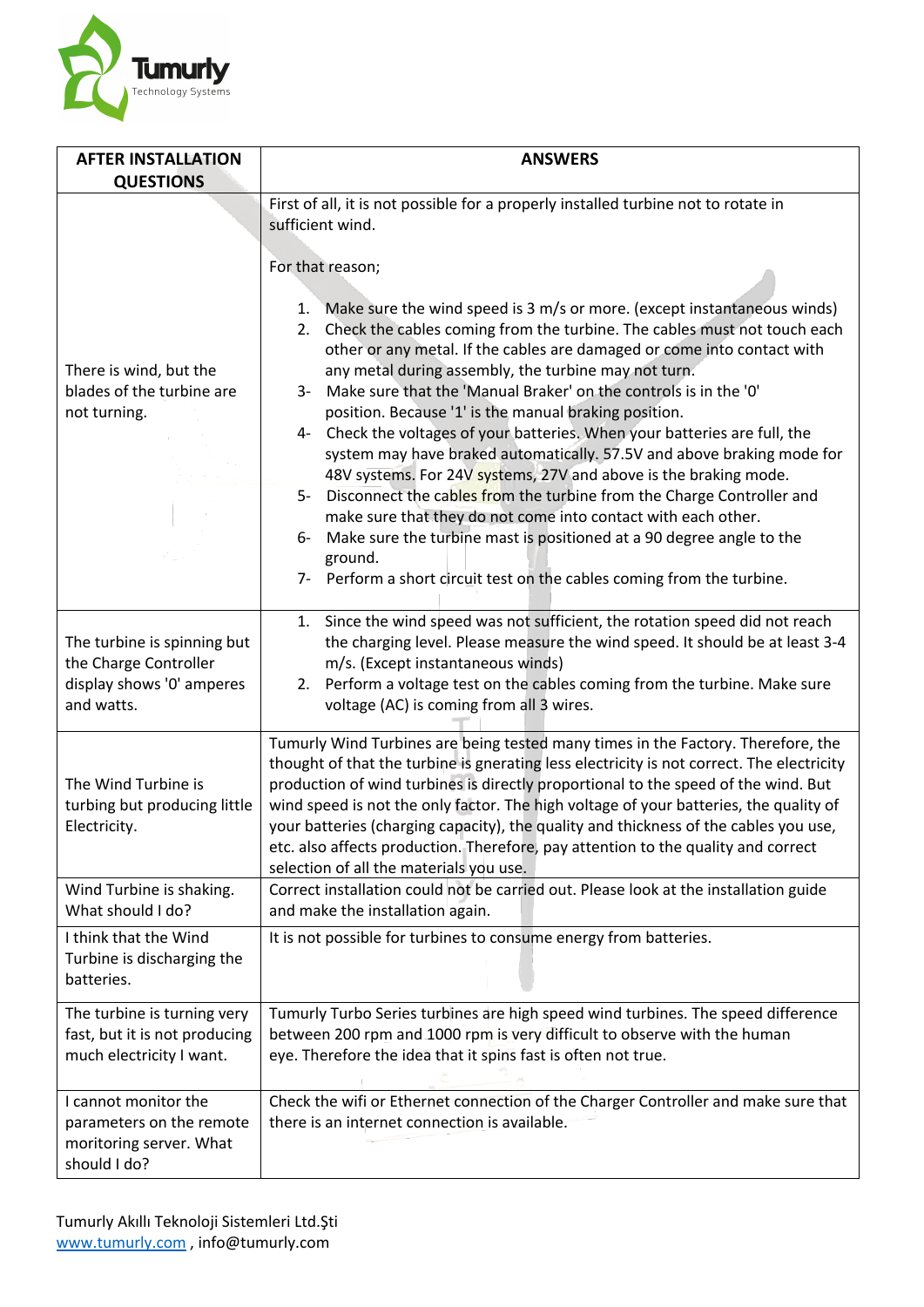Tumurly
Technology Systems

| AFTER INSTALLATION QUESTIONS | ANSWERS |
|---|---|
| There is wind, but the blades of the turbine are not turning. | First of all, it is not possible for a properly installed turbine not to rotate in sufficient wind.<br><br>For that reason;<br><br>1. Make sure the wind speed is 3 m/s or more. (except instantaneous winds)<br>2. Check the cables coming from the turbine. The cables must not touch each other or any metal. If the cables are damaged or come into contact with any metal during assembly, the turbine may not turn.<br>3- Make sure that the 'Manual Braker' on the controls is in the '0' position. Because '1' is the manual braking position.<br>4- Check the voltages of your batteries. When your batteries are full, the system may have braked automatically. 57.5V and above braking mode for 48V systems. For 24V systems, 27V and above is the braking mode.<br>5- Disconnect the cables from the turbine from the Charge Controller and make sure that they do not come into contact with each other.<br>6- Make sure the turbine mast is positioned at a 90 degree angle to the ground.<br>7- Perform a short circuit test on the cables coming from the turbine. |
| The turbine is spinning but the Charge Controller display shows '0' amperes and watts. | 1. Since the wind speed was not sufficient, the rotation speed did not reach the charging level. Please measure the wind speed. It should be at least 3-4 m/s. (Except instantaneous winds)<br>2. Perform a voltage test on the cables coming from the turbine. Make sure voltage (AC) is coming from all 3 wires. |
| The Wind Turbine is turbing but producing little Electricity. | Tumurly Wind Turbines are being tested many times in the Factory. Therefore, the thought of that the turbine is generating less electricity is not correct. The electricity production of wind turbines is directly proportional to the speed of the wind. But wind speed is not the only factor. The high voltage of your batteries, the quality of your batteries (charging capacity), the quality and thickness of the cables you use, etc. also affects production. Therefore, pay attention to the quality and correct selection of all the materials you use. |
| Wind Turbine is shaking. What should I do? | Correct installation could not be carried out. Please look at the installation guide and make the installation again. |
| I think that the Wind Turbine is discharging the batteries. | It is not possible for turbines to consume energy from batteries. |
| The turbine is turning very fast, but it is not producing much electricity I want. | Tumurly Turbo Series turbines are high speed wind turbines. The speed difference between 200 rpm and 1000 rpm is very difficult to observe with the human eye. Therefore the idea that it spins fast is often not true. |
| I cannot monitor the parameters on the remote moritoring server. What should I do? | Check the wifi or Ethernet connection of the Charger Controller and make sure that there is an internet connection is available. |

Tumurly Akıllı Teknoloji Sistemleri Ltd.Şti
www.tumurly.com , info@tumurly.com